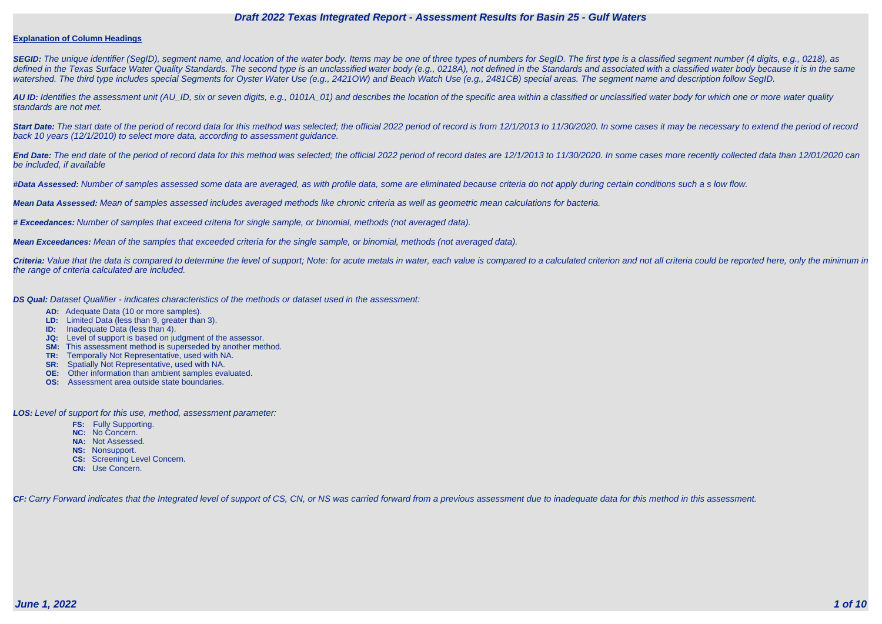# Draft 2022 Texas Integrated Report - Assessment Results for Basin 25 - Gulf Waters

**Explanation of Column Headings**

***SEGID:*** *The unique identifier (SegID), segment name, and location of the water body. Items may be one of three types of numbers for SegID. The first type is a classified segment number (4 digits, e.g., 0218), as defined in the Texas Surface Water Quality Standards. The second type is an unclassified water body (e.g., 0218A), not defined in the Standards and associated with a classified water body because it is in the same watershed. The third type includes special Segments for Oyster Water Use (e.g., 2421OW) and Beach Watch Use (e.g., 2481CB) special areas. The segment name and description follow SegID.*

***AU ID:*** *Identifies the assessment unit (AU_ID, six or seven digits, e.g., 0101A_01) and describes the location of the specific area within a classified or unclassified water body for which one or more water quality standards are not met.*

***Start Date:*** *The start date of the period of record data for this method was selected; the official 2022 period of record is from 12/1/2013 to 11/30/2020. In some cases it may be necessary to extend the period of record back 10 years (12/1/2010) to select more data, according to assessment guidance.*

***End Date:*** *The end date of the period of record data for this method was selected; the official 2022 period of record dates are 12/1/2013 to 11/30/2020. In some cases more recently collected data than 12/01/2020 can be included, if available*

***#Data Assessed:*** *Number of samples assessed some data are averaged, as with profile data, some are eliminated because criteria do not apply during certain conditions such a s low flow.*

***Mean Data Assessed:*** *Mean of samples assessed includes averaged methods like chronic criteria as well as geometric mean calculations for bacteria.*

***# Exceedances:*** *Number of samples that exceed criteria for single sample, or binomial, methods (not averaged data).*

***Mean Exceedances:*** *Mean of the samples that exceeded criteria for the single sample, or binomial, methods (not averaged data).*

***Criteria:*** *Value that the data is compared to determine the level of support; Note: for acute metals in water, each value is compared to a calculated criterion and not all criteria could be reported here, only the minimum in the range of criteria calculated are included.*

***DS Qual:*** *Dataset Qualifier - indicates characteristics of the methods or dataset used in the assessment:*

- **AD:** Adequate Data (10 or more samples).
- **LD:** Limited Data (less than 9, greater than 3).
- **ID:** Inadequate Data (less than 4).
- **JQ:** Level of support is based on judgment of the assessor.
- **SM:** This assessment method is superseded by another method.
- **TR:** Temporally Not Representative, used with NA.
- **SR:** Spatially Not Representative, used with NA.
- **OE:** Other information than ambient samples evaluated.
- **OS:** Assessment area outside state boundaries.

***LOS:*** *Level of support for this use, method, assessment parameter:*

- **FS:** Fully Supporting.
- **NC:** No Concern.
- **NA:** Not Assessed.
- **NS:** Nonsupport.
- **CS:** Screening Level Concern.
- **CN:** Use Concern.

***CF:*** *Carry Forward indicates that the Integrated level of support of CS, CN, or NS was carried forward from a previous assessment due to inadequate data for this method in this assessment.*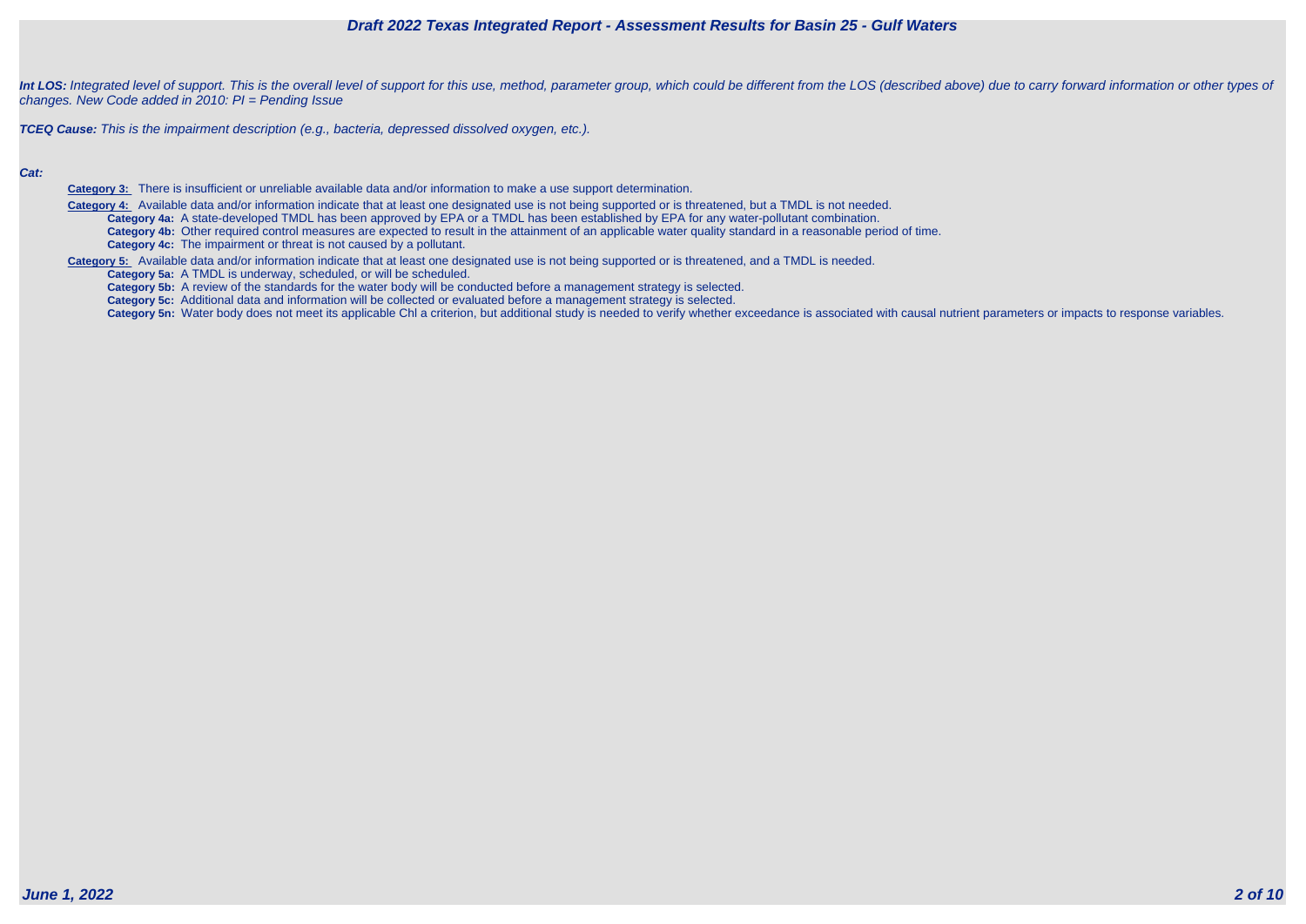***Int LOS:*** *Integrated level of support. This is the overall level of support for this use, method, parameter group, which could be different from the LOS (described above) due to carry forward information or other types of changes. New Code added in 2010: PI = Pending Issue*

***TCEQ Cause:*** *This is the impairment description (e.g., bacteria, depressed dissolved oxygen, etc.).*

***Cat:***

- **Category 3:** There is insufficient or unreliable available data and/or information to make a use support determination.
- **Category 4:** Available data and/or information indicate that at least one designated use is not being supported or is threatened, but a TMDL is not needed.
  - **Category 4a:** A state-developed TMDL has been approved by EPA or a TMDL has been established by EPA for any water-pollutant combination.
  - **Category 4b:** Other required control measures are expected to result in the attainment of an applicable water quality standard in a reasonable period of time.
  - **Category 4c:** The impairment or threat is not caused by a pollutant.
- **Category 5:** Available data and/or information indicate that at least one designated use is not being supported or is threatened, and a TMDL is needed.
  - **Category 5a:** A TMDL is underway, scheduled, or will be scheduled.
  - **Category 5b:** A review of the standards for the water body will be conducted before a management strategy is selected.
  - **Category 5c:** Additional data and information will be collected or evaluated before a management strategy is selected.
  - **Category 5n:** Water body does not meet its applicable Chl a criterion, but additional study is needed to verify whether exceedance is associated with causal nutrient parameters or impacts to response variables.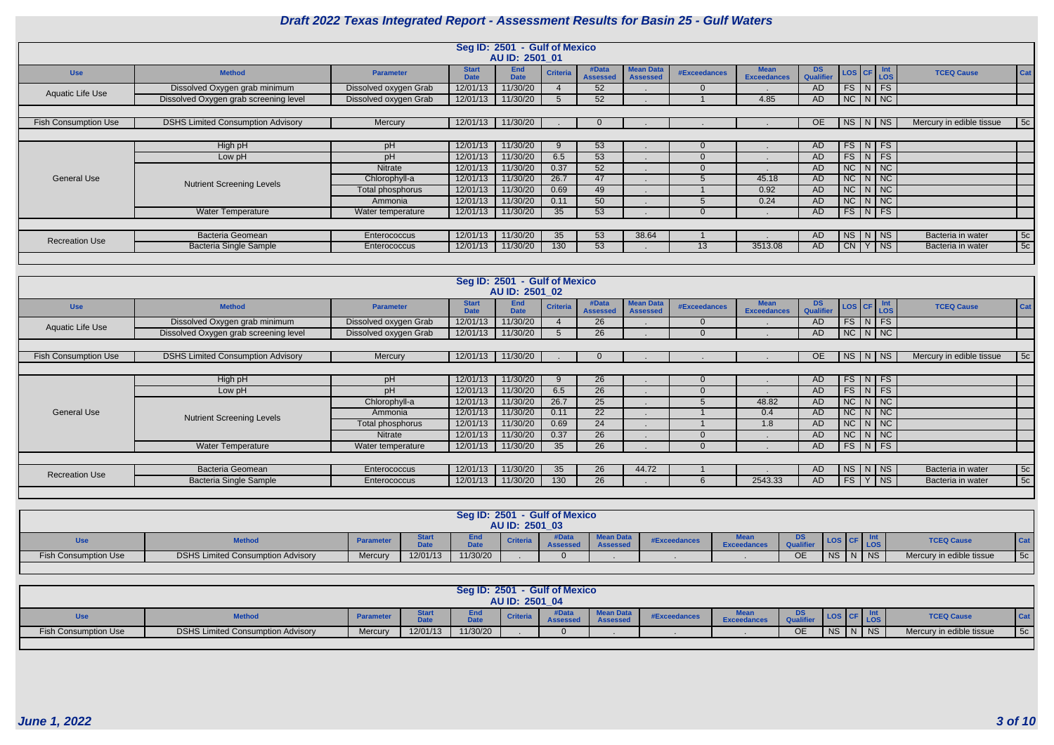# Draft 2022 Texas Integrated Report - Assessment Results for Basin 25 - Gulf Waters

## Seg ID: 2501 - Gulf of Mexico
### AU ID: 2501_01

| Use | Method | Parameter | Start Date | End Date | Criteria | #Data Assessed | Mean Data Assessed | #Exceedances | Mean Exceedances | DS Qualifier | LOS | CF | Int LOS | TCEQ Cause | Cat |
|---|---|---|---|---|---|---|---|---|---|---|---|---|---|---|---|
| Aquatic Life Use | Dissolved Oxygen grab minimum | Dissolved oxygen Grab | 12/01/13 | 11/30/20 | 4 | 52 | . | 0 | . | AD | FS | N | FS | | |
| | Dissolved Oxygen grab screening level | Dissolved oxygen Grab | 12/01/13 | 11/30/20 | 5 | 52 | . | 1 | 4.85 | AD | NC | N | NC | | |
| Fish Consumption Use | DSHS Limited Consumption Advisory | Mercury | 12/01/13 | 11/30/20 | . | 0 | . | . | . | OE | NS | N | NS | Mercury in edible tissue | 5c |
| General Use | High pH | pH | 12/01/13 | 11/30/20 | 9 | 53 | . | 0 | . | AD | FS | N | FS | | |
| | Low pH | pH | 12/01/13 | 11/30/20 | 6.5 | 53 | . | 0 | . | AD | FS | N | FS | | |
| | Nutrient Screening Levels | Nitrate | 12/01/13 | 11/30/20 | 0.37 | 52 | . | 0 | . | AD | NC | N | NC | | |
| | | Chlorophyll-a | 12/01/13 | 11/30/20 | 26.7 | 47 | . | 5 | 45.18 | AD | NC | N | NC | | |
| | | Total phosphorus | 12/01/13 | 11/30/20 | 0.69 | 49 | . | 1 | 0.92 | AD | NC | N | NC | | |
| | | Ammonia | 12/01/13 | 11/30/20 | 0.11 | 50 | . | 5 | 0.24 | AD | NC | N | NC | | |
| | Water Temperature | Water temperature | 12/01/13 | 11/30/20 | 35 | 53 | . | 0 | . | AD | FS | N | FS | | |
| Recreation Use | Bacteria Geomean | Enterococcus | 12/01/13 | 11/30/20 | 35 | 53 | 38.64 | 1 | . | AD | NS | N | NS | Bacteria in water | 5c |
| | Bacteria Single Sample | Enterococcus | 12/01/13 | 11/30/20 | 130 | 53 | . | 13 | 3513.08 | AD | CN | Y | NS | Bacteria in water | 5c |

## Seg ID: 2501 - Gulf of Mexico
### AU ID: 2501_02

| Use | Method | Parameter | Start Date | End Date | Criteria | #Data Assessed | Mean Data Assessed | #Exceedances | Mean Exceedances | DS Qualifier | LOS | CF | Int LOS | TCEQ Cause | Cat |
|---|---|---|---|---|---|---|---|---|---|---|---|---|---|---|---|
| Aquatic Life Use | Dissolved Oxygen grab minimum | Dissolved oxygen Grab | 12/01/13 | 11/30/20 | 4 | 26 | . | 0 | . | AD | FS | N | FS | | |
| | Dissolved Oxygen grab screening level | Dissolved oxygen Grab | 12/01/13 | 11/30/20 | 5 | 26 | . | 0 | . | AD | NC | N | NC | | |
| Fish Consumption Use | DSHS Limited Consumption Advisory | Mercury | 12/01/13 | 11/30/20 | . | 0 | . | . | . | OE | NS | N | NS | Mercury in edible tissue | 5c |
| General Use | High pH | pH | 12/01/13 | 11/30/20 | 9 | 26 | . | 0 | . | AD | FS | N | FS | | |
| | Low pH | pH | 12/01/13 | 11/30/20 | 6.5 | 26 | . | 0 | . | AD | FS | N | FS | | |
| | Nutrient Screening Levels | Chlorophyll-a | 12/01/13 | 11/30/20 | 26.7 | 25 | . | 5 | 48.82 | AD | NC | N | NC | | |
| | | Ammonia | 12/01/13 | 11/30/20 | 0.11 | 22 | . | 1 | 0.4 | AD | NC | N | NC | | |
| | | Total phosphorus | 12/01/13 | 11/30/20 | 0.69 | 24 | . | 1 | 1.8 | AD | NC | N | NC | | |
| | | Nitrate | 12/01/13 | 11/30/20 | 0.37 | 26 | . | 0 | . | AD | NC | N | NC | | |
| | Water Temperature | Water temperature | 12/01/13 | 11/30/20 | 35 | 26 | . | 0 | . | AD | FS | N | FS | | |
| Recreation Use | Bacteria Geomean | Enterococcus | 12/01/13 | 11/30/20 | 35 | 26 | 44.72 | 1 | . | AD | NS | N | NS | Bacteria in water | 5c |
| | Bacteria Single Sample | Enterococcus | 12/01/13 | 11/30/20 | 130 | 26 | . | 6 | 2543.33 | AD | FS | Y | NS | Bacteria in water | 5c |

## Seg ID: 2501 - Gulf of Mexico
### AU ID: 2501_03

| Use | Method | Parameter | Start Date | End Date | Criteria | #Data Assessed | Mean Data Assessed | #Exceedances | Mean Exceedances | DS Qualifier | LOS | CF | Int LOS | TCEQ Cause | Cat |
|---|---|---|---|---|---|---|---|---|---|---|---|---|---|---|---|
| Fish Consumption Use | DSHS Limited Consumption Advisory | Mercury | 12/01/13 | 11/30/20 | . | 0 | . | . | . | OE | NS | N | NS | Mercury in edible tissue | 5c |

## Seg ID: 2501 - Gulf of Mexico
### AU ID: 2501_04

| Use | Method | Parameter | Start Date | End Date | Criteria | #Data Assessed | Mean Data Assessed | #Exceedances | Mean Exceedances | DS Qualifier | LOS | CF | Int LOS | TCEQ Cause | Cat |
|---|---|---|---|---|---|---|---|---|---|---|---|---|---|---|---|
| Fish Consumption Use | DSHS Limited Consumption Advisory | Mercury | 12/01/13 | 11/30/20 | . | 0 | . | . | . | OE | NS | N | NS | Mercury in edible tissue | 5c |

*June 1, 2022*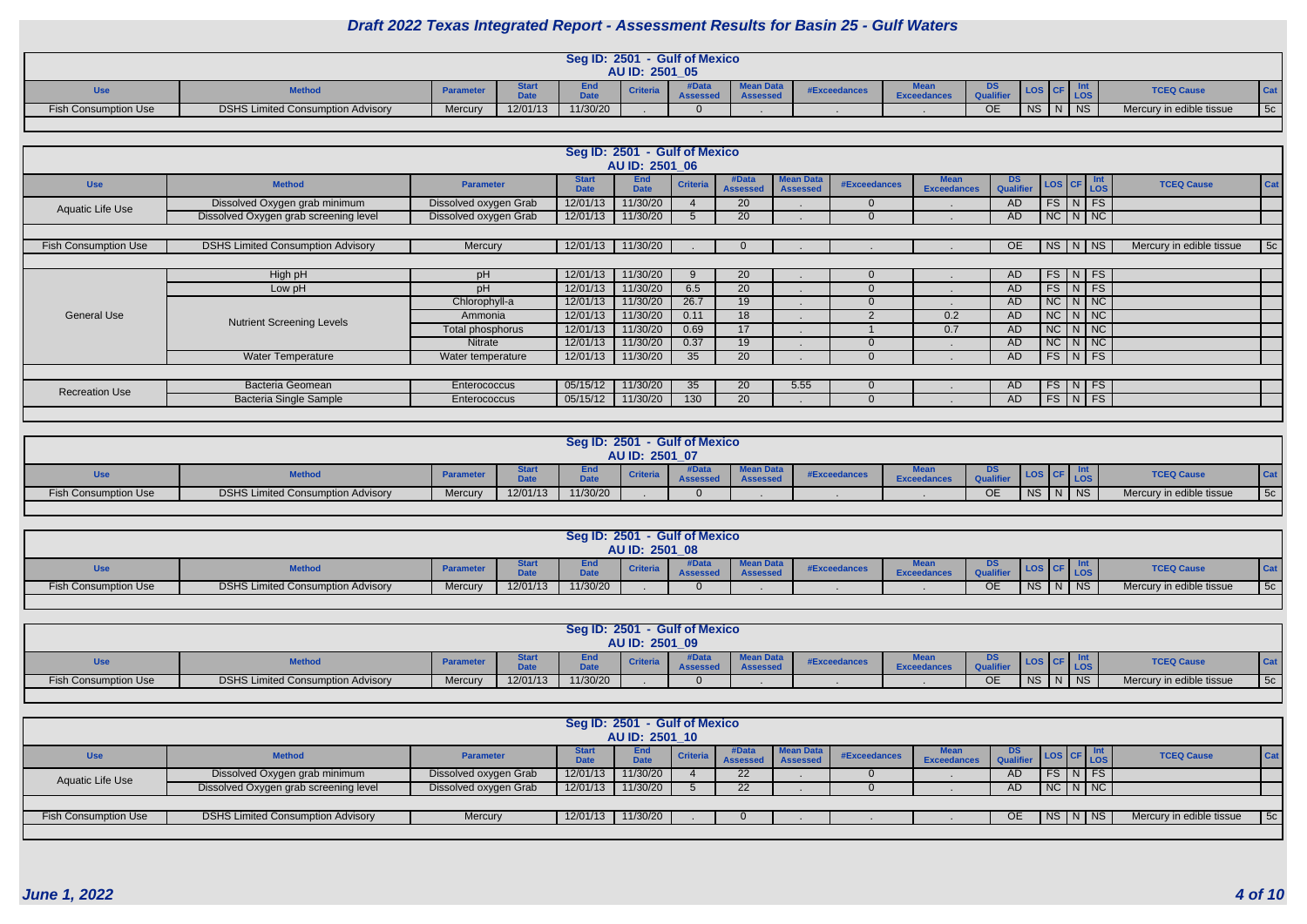# Draft 2022 Texas Integrated Report - Assessment Results for Basin 25 - Gulf Waters

## Seg ID: 2501 - Gulf of Mexico
### AU ID: 2501_05

| Use | Method | Parameter | Start Date | End Date | Criteria | #Data Assessed | Mean Data Assessed | #Exceedances | Mean Exceedances | DS Qualifier | LOS | CF | Int LOS | TCEQ Cause | Cat |
|---|---|---|---|---|---|---|---|---|---|---|---|---|---|---|---|
| Fish Consumption Use | DSHS Limited Consumption Advisory | Mercury | 12/01/13 | 11/30/20 | . | 0 | . | . | . | OE | NS | N | NS | Mercury in edible tissue | 5c |

## Seg ID: 2501 - Gulf of Mexico
### AU ID: 2501_06

| Use | Method | Parameter | Start Date | End Date | Criteria | #Data Assessed | Mean Data Assessed | #Exceedances | Mean Exceedances | DS Qualifier | LOS | CF | Int LOS | TCEQ Cause | Cat |
|---|---|---|---|---|---|---|---|---|---|---|---|---|---|---|---|
| Aquatic Life Use | Dissolved Oxygen grab minimum | Dissolved oxygen Grab | 12/01/13 | 11/30/20 | 4 | 20 | . | 0 | . | AD | FS | N | FS | | |
| | Dissolved Oxygen grab screening level | Dissolved oxygen Grab | 12/01/13 | 11/30/20 | 5 | 20 | . | 0 | . | AD | NC | N | NC | | |
| Fish Consumption Use | DSHS Limited Consumption Advisory | Mercury | 12/01/13 | 11/30/20 | . | 0 | . | . | . | OE | NS | N | NS | Mercury in edible tissue | 5c |
| General Use | High pH | pH | 12/01/13 | 11/30/20 | 9 | 20 | . | 0 | . | AD | FS | N | FS | | |
| | Low pH | pH | 12/01/13 | 11/30/20 | 6.5 | 20 | . | 0 | . | AD | FS | N | FS | | |
| | Nutrient Screening Levels | Chlorophyll-a | 12/01/13 | 11/30/20 | 26.7 | 19 | . | 0 | . | AD | NC | N | NC | | |
| | | Ammonia | 12/01/13 | 11/30/20 | 0.11 | 18 | . | 2 | 0.2 | AD | NC | N | NC | | |
| | | Total phosphorus | 12/01/13 | 11/30/20 | 0.69 | 17 | . | 1 | 0.7 | AD | NC | N | NC | | |
| | | Nitrate | 12/01/13 | 11/30/20 | 0.37 | 19 | . | 0 | . | AD | NC | N | NC | | |
| | Water Temperature | Water temperature | 12/01/13 | 11/30/20 | 35 | 20 | . | 0 | . | AD | FS | N | FS | | |
| Recreation Use | Bacteria Geomean | Enterococcus | 05/15/12 | 11/30/20 | 35 | 20 | 5.55 | 0 | . | AD | FS | N | FS | | |
| | Bacteria Single Sample | Enterococcus | 05/15/12 | 11/30/20 | 130 | 20 | . | 0 | . | AD | FS | N | FS | | |

## Seg ID: 2501 - Gulf of Mexico
### AU ID: 2501_07

| Use | Method | Parameter | Start Date | End Date | Criteria | #Data Assessed | Mean Data Assessed | #Exceedances | Mean Exceedances | DS Qualifier | LOS | CF | Int LOS | TCEQ Cause | Cat |
|---|---|---|---|---|---|---|---|---|---|---|---|---|---|---|---|
| Fish Consumption Use | DSHS Limited Consumption Advisory | Mercury | 12/01/13 | 11/30/20 | . | 0 | . | . | . | OE | NS | N | NS | Mercury in edible tissue | 5c |

## Seg ID: 2501 - Gulf of Mexico
### AU ID: 2501_08

| Use | Method | Parameter | Start Date | End Date | Criteria | #Data Assessed | Mean Data Assessed | #Exceedances | Mean Exceedances | DS Qualifier | LOS | CF | Int LOS | TCEQ Cause | Cat |
|---|---|---|---|---|---|---|---|---|---|---|---|---|---|---|---|
| Fish Consumption Use | DSHS Limited Consumption Advisory | Mercury | 12/01/13 | 11/30/20 | . | 0 | . | . | . | OE | NS | N | NS | Mercury in edible tissue | 5c |

## Seg ID: 2501 - Gulf of Mexico
### AU ID: 2501_09

| Use | Method | Parameter | Start Date | End Date | Criteria | #Data Assessed | Mean Data Assessed | #Exceedances | Mean Exceedances | DS Qualifier | LOS | CF | Int LOS | TCEQ Cause | Cat |
|---|---|---|---|---|---|---|---|---|---|---|---|---|---|---|---|
| Fish Consumption Use | DSHS Limited Consumption Advisory | Mercury | 12/01/13 | 11/30/20 | . | 0 | . | . | . | OE | NS | N | NS | Mercury in edible tissue | 5c |

## Seg ID: 2501 - Gulf of Mexico
### AU ID: 2501_10

| Use | Method | Parameter | Start Date | End Date | Criteria | #Data Assessed | Mean Data Assessed | #Exceedances | Mean Exceedances | DS Qualifier | LOS | CF | Int LOS | TCEQ Cause | Cat |
|---|---|---|---|---|---|---|---|---|---|---|---|---|---|---|---|
| Aquatic Life Use | Dissolved Oxygen grab minimum | Dissolved oxygen Grab | 12/01/13 | 11/30/20 | 4 | 22 | . | 0 | . | AD | FS | N | FS | | |
| | Dissolved Oxygen grab screening level | Dissolved oxygen Grab | 12/01/13 | 11/30/20 | 5 | 22 | . | 0 | . | AD | NC | N | NC | | |
| Fish Consumption Use | DSHS Limited Consumption Advisory | Mercury | 12/01/13 | 11/30/20 | . | 0 | . | . | . | OE | NS | N | NS | Mercury in edible tissue | 5c |

*June 1, 2022*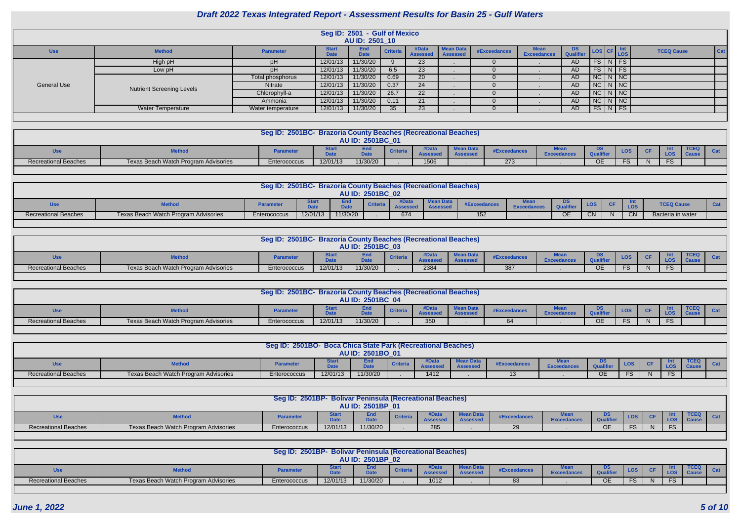# Draft 2022 Texas Integrated Report - Assessment Results for Basin 25 - Gulf Waters

## Seg ID: 2501 - Gulf of Mexico
### AU ID: 2501_10

| Use | Method | Parameter | Start Date | End Date | Criteria | #Data Assessed | Mean Data Assessed | #Exceedances | Mean Exceedances | DS Qualifier | LOS | CF | Int LOS | TCEQ Cause | Cat |
|---|---|---|---|---|---|---|---|---|---|---|---|---|---|---|---|
| General Use | High pH | pH | 12/01/13 | 11/30/20 | 9 | 23 | . | 0 | . | AD | FS | N | FS | | |
| | Low pH | pH | 12/01/13 | 11/30/20 | 6.5 | 23 | . | 0 | . | AD | FS | N | FS | | |
| | Nutrient Screening Levels | Total phosphorus | 12/01/13 | 11/30/20 | 0.69 | 20 | . | 0 | . | AD | NC | N | NC | | |
| | | Nitrate | 12/01/13 | 11/30/20 | 0.37 | 24 | . | 0 | . | AD | NC | N | NC | | |
| | | Chlorophyll-a | 12/01/13 | 11/30/20 | 26.7 | 22 | . | 0 | . | AD | NC | N | NC | | |
| | | Ammonia | 12/01/13 | 11/30/20 | 0.11 | 21 | . | 0 | . | AD | NC | N | NC | | |
| | Water Temperature | Water temperature | 12/01/13 | 11/30/20 | 35 | 23 | . | 0 | . | AD | FS | N | FS | | |

## Seg ID: 2501BC- Brazoria County Beaches (Recreational Beaches)
### AU ID: 2501BC_01

| Use | Method | Parameter | Start Date | End Date | Criteria | #Data Assessed | Mean Data Assessed | #Exceedances | Mean Exceedances | DS Qualifier | LOS | CF | Int LOS | TCEQ Cause | Cat |
|---|---|---|---|---|---|---|---|---|---|---|---|---|---|---|---|
| Recreational Beaches | Texas Beach Watch Program Advisories | Enterococcus | 12/01/13 | 11/30/20 | . | 1506 | . | 273 | . | OE | FS | N | FS | | |

## Seg ID: 2501BC- Brazoria County Beaches (Recreational Beaches)
### AU ID: 2501BC_02

| Use | Method | Parameter | Start Date | End Date | Criteria | #Data Assessed | Mean Data Assessed | #Exceedances | Mean Exceedances | DS Qualifier | LOS | CF | Int LOS | TCEQ Cause | Cat |
|---|---|---|---|---|---|---|---|---|---|---|---|---|---|---|---|
| Recreational Beaches | Texas Beach Watch Program Advisories | Enterococcus | 12/01/13 | 11/30/20 | . | 674 | . | 152 | . | OE | CN | N | CN | Bacteria in water | |

## Seg ID: 2501BC- Brazoria County Beaches (Recreational Beaches)
### AU ID: 2501BC_03

| Use | Method | Parameter | Start Date | End Date | Criteria | #Data Assessed | Mean Data Assessed | #Exceedances | Mean Exceedances | DS Qualifier | LOS | CF | Int LOS | TCEQ Cause | Cat |
|---|---|---|---|---|---|---|---|---|---|---|---|---|---|---|---|
| Recreational Beaches | Texas Beach Watch Program Advisories | Enterococcus | 12/01/13 | 11/30/20 | . | 2384 | . | 387 | . | OE | FS | N | FS | | |

## Seg ID: 2501BC- Brazoria County Beaches (Recreational Beaches)
### AU ID: 2501BC_04

| Use | Method | Parameter | Start Date | End Date | Criteria | #Data Assessed | Mean Data Assessed | #Exceedances | Mean Exceedances | DS Qualifier | LOS | CF | Int LOS | TCEQ Cause | Cat |
|---|---|---|---|---|---|---|---|---|---|---|---|---|---|---|---|
| Recreational Beaches | Texas Beach Watch Program Advisories | Enterococcus | 12/01/13 | 11/30/20 | . | 350 | . | 64 | . | OE | FS | N | FS | | |

## Seg ID: 2501BO- Boca Chica State Park (Recreational Beaches)
### AU ID: 2501BO_01

| Use | Method | Parameter | Start Date | End Date | Criteria | #Data Assessed | Mean Data Assessed | #Exceedances | Mean Exceedances | DS Qualifier | LOS | CF | Int LOS | TCEQ Cause | Cat |
|---|---|---|---|---|---|---|---|---|---|---|---|---|---|---|---|
| Recreational Beaches | Texas Beach Watch Program Advisories | Enterococcus | 12/01/13 | 11/30/20 | . | 1412 | . | 13 | . | OE | FS | N | FS | | |

## Seg ID: 2501BP- Bolivar Peninsula (Recreational Beaches)
### AU ID: 2501BP_01

| Use | Method | Parameter | Start Date | End Date | Criteria | #Data Assessed | Mean Data Assessed | #Exceedances | Mean Exceedances | DS Qualifier | LOS | CF | Int LOS | TCEQ Cause | Cat |
|---|---|---|---|---|---|---|---|---|---|---|---|---|---|---|---|
| Recreational Beaches | Texas Beach Watch Program Advisories | Enterococcus | 12/01/13 | 11/30/20 | . | 285 | . | 29 | . | OE | FS | N | FS | | |

## Seg ID: 2501BP- Bolivar Peninsula (Recreational Beaches)
### AU ID: 2501BP_02

| Use | Method | Parameter | Start Date | End Date | Criteria | #Data Assessed | Mean Data Assessed | #Exceedances | Mean Exceedances | DS Qualifier | LOS | CF | Int LOS | TCEQ Cause | Cat |
|---|---|---|---|---|---|---|---|---|---|---|---|---|---|---|---|
| Recreational Beaches | Texas Beach Watch Program Advisories | Enterococcus | 12/01/13 | 11/30/20 | . | 1012 | . | 83 | . | OE | FS | N | FS | | |

*June 1, 2022*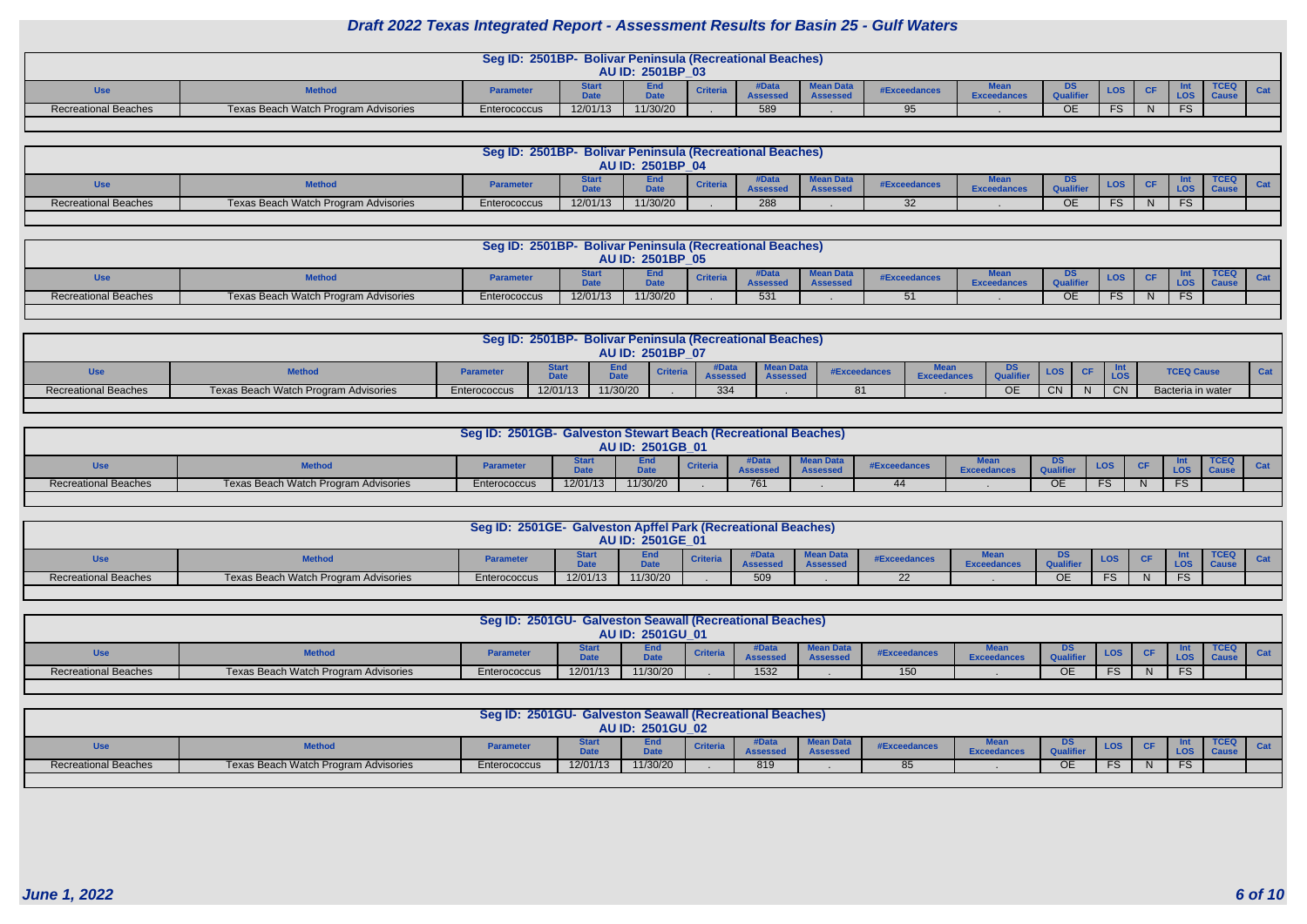# Draft 2022 Texas Integrated Report - Assessment Results for Basin 25 - Gulf Waters

### Seg ID: 2501BP- Bolivar Peninsula (Recreational Beaches)
**AU ID: 2501BP_03**

| Use | Method | Parameter | Start Date | End Date | Criteria | #Data Assessed | Mean Data Assessed | #Exceedances | Mean Exceedances | DS Qualifier | LOS | CF | Int LOS | TCEQ Cause | Cat |
|---|---|---|---|---|---|---|---|---|---|---|---|---|---|---|---|
| Recreational Beaches | Texas Beach Watch Program Advisories | Enterococcus | 12/01/13 | 11/30/20 | . | 589 | . | 95 | . | OE | FS | N | FS | | |

### Seg ID: 2501BP- Bolivar Peninsula (Recreational Beaches)
**AU ID: 2501BP_04**

| Use | Method | Parameter | Start Date | End Date | Criteria | #Data Assessed | Mean Data Assessed | #Exceedances | Mean Exceedances | DS Qualifier | LOS | CF | Int LOS | TCEQ Cause | Cat |
|---|---|---|---|---|---|---|---|---|---|---|---|---|---|---|---|
| Recreational Beaches | Texas Beach Watch Program Advisories | Enterococcus | 12/01/13 | 11/30/20 | . | 288 | . | 32 | . | OE | FS | N | FS | | |

### Seg ID: 2501BP- Bolivar Peninsula (Recreational Beaches)
**AU ID: 2501BP_05**

| Use | Method | Parameter | Start Date | End Date | Criteria | #Data Assessed | Mean Data Assessed | #Exceedances | Mean Exceedances | DS Qualifier | LOS | CF | Int LOS | TCEQ Cause | Cat |
|---|---|---|---|---|---|---|---|---|---|---|---|---|---|---|---|
| Recreational Beaches | Texas Beach Watch Program Advisories | Enterococcus | 12/01/13 | 11/30/20 | . | 531 | . | 51 | . | OE | FS | N | FS | | |

### Seg ID: 2501BP- Bolivar Peninsula (Recreational Beaches)
**AU ID: 2501BP_07**

| Use | Method | Parameter | Start Date | End Date | Criteria | #Data Assessed | Mean Data Assessed | #Exceedances | Mean Exceedances | DS Qualifier | LOS | CF | Int LOS | TCEQ Cause | Cat |
|---|---|---|---|---|---|---|---|---|---|---|---|---|---|---|---|
| Recreational Beaches | Texas Beach Watch Program Advisories | Enterococcus | 12/01/13 | 11/30/20 | . | 334 | . | 81 | . | OE | CN | N | CN | Bacteria in water | |

### Seg ID: 2501GB- Galveston Stewart Beach (Recreational Beaches)
**AU ID: 2501GB_01**

| Use | Method | Parameter | Start Date | End Date | Criteria | #Data Assessed | Mean Data Assessed | #Exceedances | Mean Exceedances | DS Qualifier | LOS | CF | Int LOS | TCEQ Cause | Cat |
|---|---|---|---|---|---|---|---|---|---|---|---|---|---|---|---|
| Recreational Beaches | Texas Beach Watch Program Advisories | Enterococcus | 12/01/13 | 11/30/20 | . | 761 | . | 44 | . | OE | FS | N | FS | | |

### Seg ID: 2501GE- Galveston Apffel Park (Recreational Beaches)
**AU ID: 2501GE_01**

| Use | Method | Parameter | Start Date | End Date | Criteria | #Data Assessed | Mean Data Assessed | #Exceedances | Mean Exceedances | DS Qualifier | LOS | CF | Int LOS | TCEQ Cause | Cat |
|---|---|---|---|---|---|---|---|---|---|---|---|---|---|---|---|
| Recreational Beaches | Texas Beach Watch Program Advisories | Enterococcus | 12/01/13 | 11/30/20 | . | 509 | . | 22 | . | OE | FS | N | FS | | |

### Seg ID: 2501GU- Galveston Seawall (Recreational Beaches)
**AU ID: 2501GU_01**

| Use | Method | Parameter | Start Date | End Date | Criteria | #Data Assessed | Mean Data Assessed | #Exceedances | Mean Exceedances | DS Qualifier | LOS | CF | Int LOS | TCEQ Cause | Cat |
|---|---|---|---|---|---|---|---|---|---|---|---|---|---|---|---|
| Recreational Beaches | Texas Beach Watch Program Advisories | Enterococcus | 12/01/13 | 11/30/20 | . | 1532 | . | 150 | . | OE | FS | N | FS | | |

### Seg ID: 2501GU- Galveston Seawall (Recreational Beaches)
**AU ID: 2501GU_02**

| Use | Method | Parameter | Start Date | End Date | Criteria | #Data Assessed | Mean Data Assessed | #Exceedances | Mean Exceedances | DS Qualifier | LOS | CF | Int LOS | TCEQ Cause | Cat |
|---|---|---|---|---|---|---|---|---|---|---|---|---|---|---|---|
| Recreational Beaches | Texas Beach Watch Program Advisories | Enterococcus | 12/01/13 | 11/30/20 | . | 819 | . | 85 | . | OE | FS | N | FS | | |

*June 1, 2022*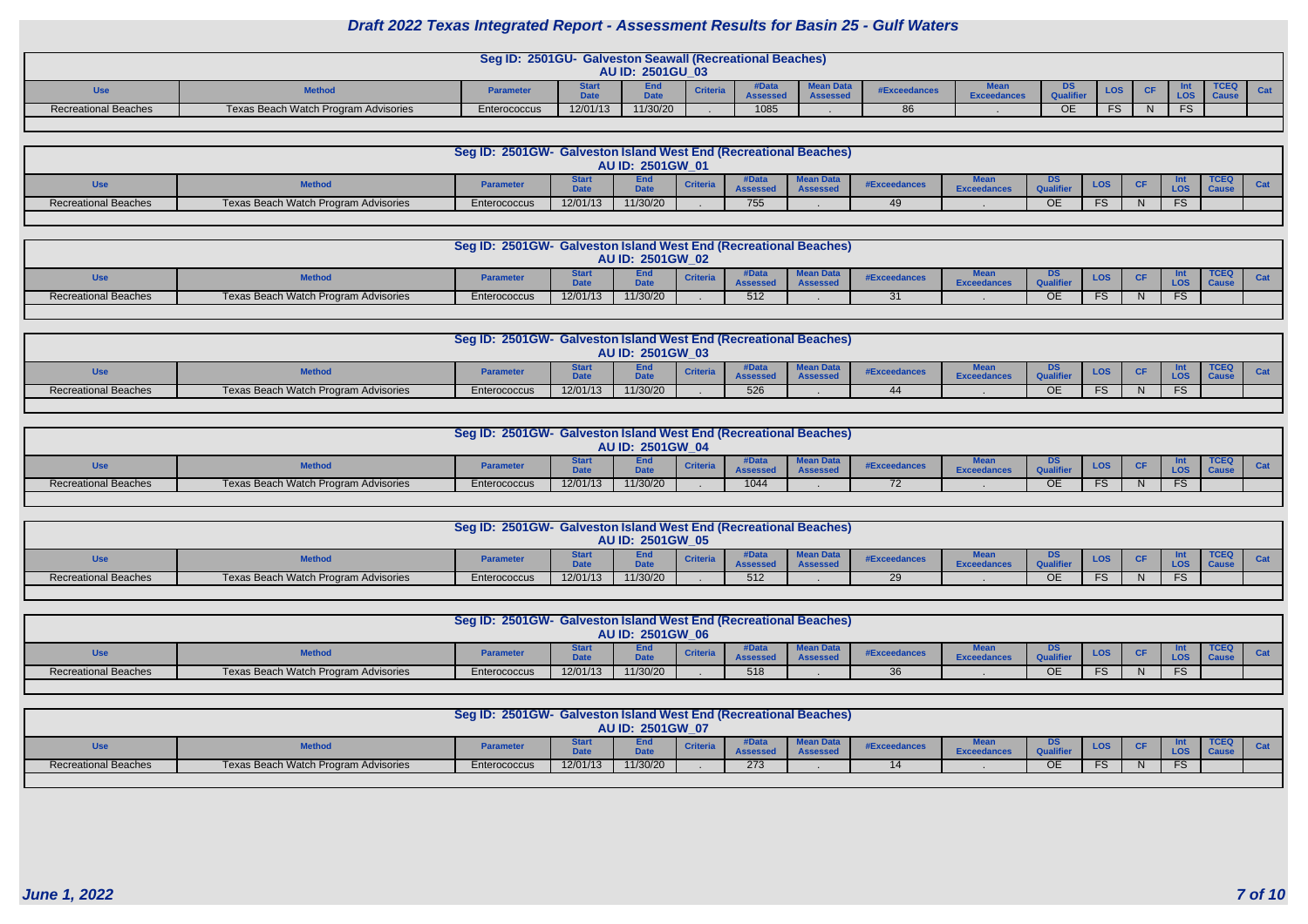# Draft 2022 Texas Integrated Report - Assessment Results for Basin 25 - Gulf Waters

## Seg ID: 2501GU- Galveston Seawall (Recreational Beaches)

### AU ID: 2501GU_03

| Use | Method | Parameter | Start Date | End Date | Criteria | #Data Assessed | Mean Data Assessed | #Exceedances | Mean Exceedances | DS Qualifier | LOS | CF | Int LOS | TCEQ Cause | Cat |
|---|---|---|---|---|---|---|---|---|---|---|---|---|---|---|---|
| Recreational Beaches | Texas Beach Watch Program Advisories | Enterococcus | 12/01/13 | 11/30/20 | . | 1085 | . | 86 | . | OE | FS | N | FS | | |

## Seg ID: 2501GW- Galveston Island West End (Recreational Beaches)

### AU ID: 2501GW_01

| Use | Method | Parameter | Start Date | End Date | Criteria | #Data Assessed | Mean Data Assessed | #Exceedances | Mean Exceedances | DS Qualifier | LOS | CF | Int LOS | TCEQ Cause | Cat |
|---|---|---|---|---|---|---|---|---|---|---|---|---|---|---|---|
| Recreational Beaches | Texas Beach Watch Program Advisories | Enterococcus | 12/01/13 | 11/30/20 | . | 755 | . | 49 | . | OE | FS | N | FS | | |

## Seg ID: 2501GW- Galveston Island West End (Recreational Beaches)

### AU ID: 2501GW_02

| Use | Method | Parameter | Start Date | End Date | Criteria | #Data Assessed | Mean Data Assessed | #Exceedances | Mean Exceedances | DS Qualifier | LOS | CF | Int LOS | TCEQ Cause | Cat |
|---|---|---|---|---|---|---|---|---|---|---|---|---|---|---|---|
| Recreational Beaches | Texas Beach Watch Program Advisories | Enterococcus | 12/01/13 | 11/30/20 | . | 512 | . | 31 | . | OE | FS | N | FS | | |

## Seg ID: 2501GW- Galveston Island West End (Recreational Beaches)

### AU ID: 2501GW_03

| Use | Method | Parameter | Start Date | End Date | Criteria | #Data Assessed | Mean Data Assessed | #Exceedances | Mean Exceedances | DS Qualifier | LOS | CF | Int LOS | TCEQ Cause | Cat |
|---|---|---|---|---|---|---|---|---|---|---|---|---|---|---|---|
| Recreational Beaches | Texas Beach Watch Program Advisories | Enterococcus | 12/01/13 | 11/30/20 | . | 526 | . | 44 | . | OE | FS | N | FS | | |

## Seg ID: 2501GW- Galveston Island West End (Recreational Beaches)

### AU ID: 2501GW_04

| Use | Method | Parameter | Start Date | End Date | Criteria | #Data Assessed | Mean Data Assessed | #Exceedances | Mean Exceedances | DS Qualifier | LOS | CF | Int LOS | TCEQ Cause | Cat |
|---|---|---|---|---|---|---|---|---|---|---|---|---|---|---|---|
| Recreational Beaches | Texas Beach Watch Program Advisories | Enterococcus | 12/01/13 | 11/30/20 | . | 1044 | . | 72 | . | OE | FS | N | FS | | |

## Seg ID: 2501GW- Galveston Island West End (Recreational Beaches)

### AU ID: 2501GW_05

| Use | Method | Parameter | Start Date | End Date | Criteria | #Data Assessed | Mean Data Assessed | #Exceedances | Mean Exceedances | DS Qualifier | LOS | CF | Int LOS | TCEQ Cause | Cat |
|---|---|---|---|---|---|---|---|---|---|---|---|---|---|---|---|
| Recreational Beaches | Texas Beach Watch Program Advisories | Enterococcus | 12/01/13 | 11/30/20 | . | 512 | . | 29 | . | OE | FS | N | FS | | |

## Seg ID: 2501GW- Galveston Island West End (Recreational Beaches)

### AU ID: 2501GW_06

| Use | Method | Parameter | Start Date | End Date | Criteria | #Data Assessed | Mean Data Assessed | #Exceedances | Mean Exceedances | DS Qualifier | LOS | CF | Int LOS | TCEQ Cause | Cat |
|---|---|---|---|---|---|---|---|---|---|---|---|---|---|---|---|
| Recreational Beaches | Texas Beach Watch Program Advisories | Enterococcus | 12/01/13 | 11/30/20 | . | 518 | . | 36 | . | OE | FS | N | FS | | |

## Seg ID: 2501GW- Galveston Island West End (Recreational Beaches)

### AU ID: 2501GW_07

| Use | Method | Parameter | Start Date | End Date | Criteria | #Data Assessed | Mean Data Assessed | #Exceedances | Mean Exceedances | DS Qualifier | LOS | CF | Int LOS | TCEQ Cause | Cat |
|---|---|---|---|---|---|---|---|---|---|---|---|---|---|---|---|
| Recreational Beaches | Texas Beach Watch Program Advisories | Enterococcus | 12/01/13 | 11/30/20 | . | 273 | . | 14 | . | OE | FS | N | FS | | |

*June 1, 2022*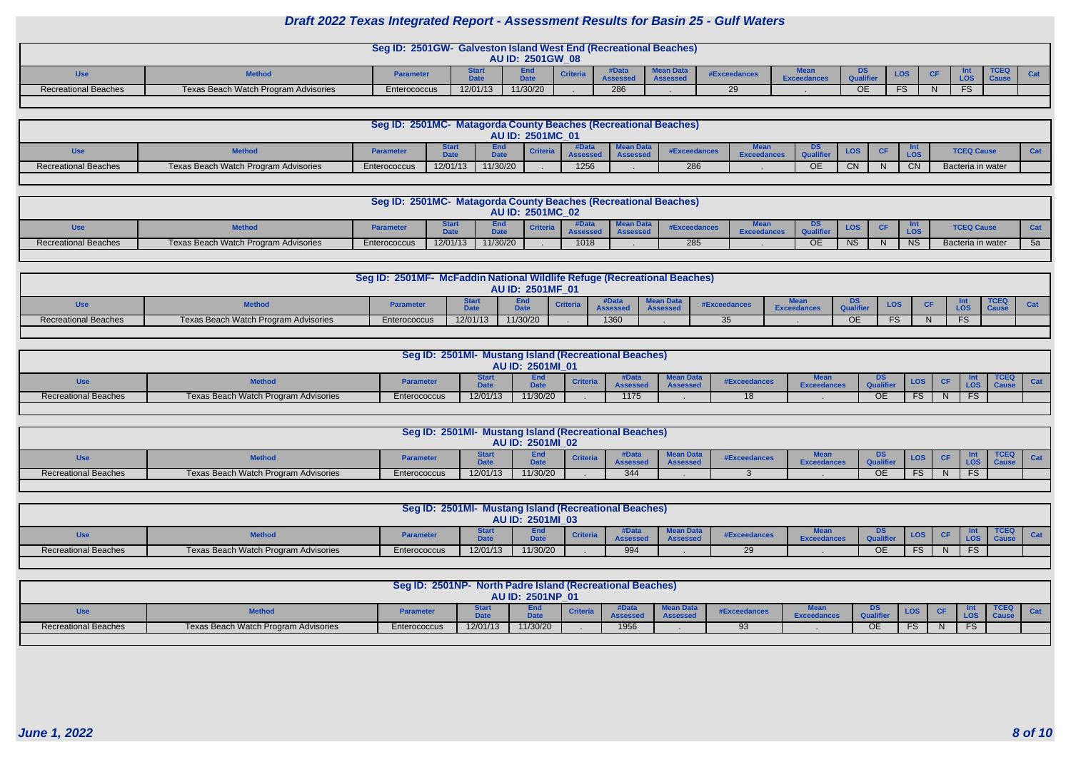# Draft 2022 Texas Integrated Report - Assessment Results for Basin 25 - Gulf Waters

## Seg ID: 2501GW- Galveston Island West End (Recreational Beaches)

**AU ID: 2501GW_08**

| Use | Method | Parameter | Start Date | End Date | Criteria | #Data Assessed | Mean Data Assessed | #Exceedances | Mean Exceedances | DS Qualifier | LOS | CF | Int LOS | TCEQ Cause | Cat |
|---|---|---|---|---|---|---|---|---|---|---|---|---|---|---|---|
| Recreational Beaches | Texas Beach Watch Program Advisories | Enterococcus | 12/01/13 | 11/30/20 | . | 286 | . | 29 | . | OE | FS | N | FS | | |

## Seg ID: 2501MC- Matagorda County Beaches (Recreational Beaches)

**AU ID: 2501MC_01**

| Use | Method | Parameter | Start Date | End Date | Criteria | #Data Assessed | Mean Data Assessed | #Exceedances | Mean Exceedances | DS Qualifier | LOS | CF | Int LOS | TCEQ Cause | Cat |
|---|---|---|---|---|---|---|---|---|---|---|---|---|---|---|---|
| Recreational Beaches | Texas Beach Watch Program Advisories | Enterococcus | 12/01/13 | 11/30/20 | . | 1256 | . | 286 | . | OE | CN | N | CN | Bacteria in water | |

## Seg ID: 2501MC- Matagorda County Beaches (Recreational Beaches)

**AU ID: 2501MC_02**

| Use | Method | Parameter | Start Date | End Date | Criteria | #Data Assessed | Mean Data Assessed | #Exceedances | Mean Exceedances | DS Qualifier | LOS | CF | Int LOS | TCEQ Cause | Cat |
|---|---|---|---|---|---|---|---|---|---|---|---|---|---|---|---|
| Recreational Beaches | Texas Beach Watch Program Advisories | Enterococcus | 12/01/13 | 11/30/20 | . | 1018 | . | 285 | . | OE | NS | N | NS | Bacteria in water | 5a |

## Seg ID: 2501MF- McFaddin National Wildlife Refuge (Recreational Beaches)

**AU ID: 2501MF_01**

| Use | Method | Parameter | Start Date | End Date | Criteria | #Data Assessed | Mean Data Assessed | #Exceedances | Mean Exceedances | DS Qualifier | LOS | CF | Int LOS | TCEQ Cause | Cat |
|---|---|---|---|---|---|---|---|---|---|---|---|---|---|---|---|
| Recreational Beaches | Texas Beach Watch Program Advisories | Enterococcus | 12/01/13 | 11/30/20 | . | 1360 | . | 35 | . | OE | FS | N | FS | | |

## Seg ID: 2501MI- Mustang Island (Recreational Beaches)

**AU ID: 2501MI_01**

| Use | Method | Parameter | Start Date | End Date | Criteria | #Data Assessed | Mean Data Assessed | #Exceedances | Mean Exceedances | DS Qualifier | LOS | CF | Int LOS | TCEQ Cause | Cat |
|---|---|---|---|---|---|---|---|---|---|---|---|---|---|---|---|
| Recreational Beaches | Texas Beach Watch Program Advisories | Enterococcus | 12/01/13 | 11/30/20 | . | 1175 | . | 18 | . | OE | FS | N | FS | | |

## Seg ID: 2501MI- Mustang Island (Recreational Beaches)

**AU ID: 2501MI_02**

| Use | Method | Parameter | Start Date | End Date | Criteria | #Data Assessed | Mean Data Assessed | #Exceedances | Mean Exceedances | DS Qualifier | LOS | CF | Int LOS | TCEQ Cause | Cat |
|---|---|---|---|---|---|---|---|---|---|---|---|---|---|---|---|
| Recreational Beaches | Texas Beach Watch Program Advisories | Enterococcus | 12/01/13 | 11/30/20 | . | 344 | . | 3 | . | OE | FS | N | FS | | |

## Seg ID: 2501MI- Mustang Island (Recreational Beaches)

**AU ID: 2501MI_03**

| Use | Method | Parameter | Start Date | End Date | Criteria | #Data Assessed | Mean Data Assessed | #Exceedances | Mean Exceedances | DS Qualifier | LOS | CF | Int LOS | TCEQ Cause | Cat |
|---|---|---|---|---|---|---|---|---|---|---|---|---|---|---|---|
| Recreational Beaches | Texas Beach Watch Program Advisories | Enterococcus | 12/01/13 | 11/30/20 | . | 994 | . | 29 | . | OE | FS | N | FS | | |

## Seg ID: 2501NP- North Padre Island (Recreational Beaches)

**AU ID: 2501NP_01**

| Use | Method | Parameter | Start Date | End Date | Criteria | #Data Assessed | Mean Data Assessed | #Exceedances | Mean Exceedances | DS Qualifier | LOS | CF | Int LOS | TCEQ Cause | Cat |
|---|---|---|---|---|---|---|---|---|---|---|---|---|---|---|---|
| Recreational Beaches | Texas Beach Watch Program Advisories | Enterococcus | 12/01/13 | 11/30/20 | . | 1956 | . | 93 | . | OE | FS | N | FS | | |

*June 1, 2022*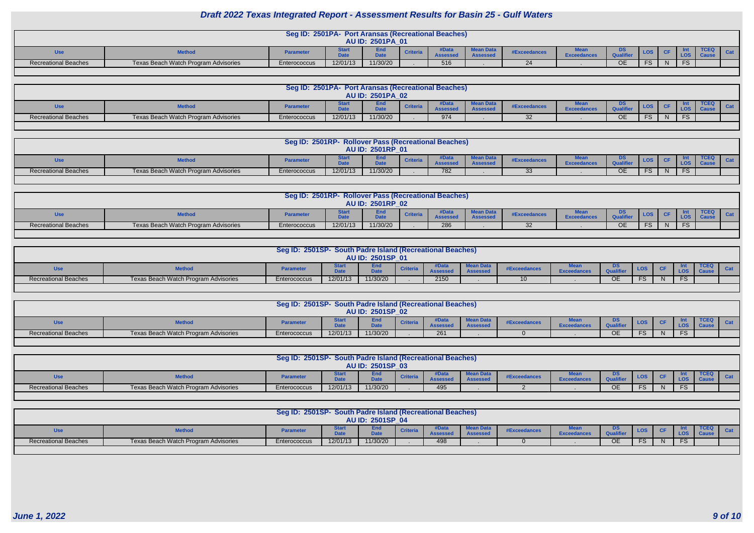# Draft 2022 Texas Integrated Report - Assessment Results for Basin 25 - Gulf Waters

## Seg ID: 2501PA- Port Aransas (Recreational Beaches)
### AU ID: 2501PA_01

| Use | Method | Parameter | Start Date | End Date | Criteria | #Data Assessed | Mean Data Assessed | #Exceedances | Mean Exceedances | DS Qualifier | LOS | CF | Int LOS | TCEQ Cause | Cat |
|---|---|---|---|---|---|---|---|---|---|---|---|---|---|---|---|
| Recreational Beaches | Texas Beach Watch Program Advisories | Enterococcus | 12/01/13 | 11/30/20 | . | 516 | . | 24 | . | OE | FS | N | FS | | |

## Seg ID: 2501PA- Port Aransas (Recreational Beaches)
### AU ID: 2501PA_02

| Use | Method | Parameter | Start Date | End Date | Criteria | #Data Assessed | Mean Data Assessed | #Exceedances | Mean Exceedances | DS Qualifier | LOS | CF | Int LOS | TCEQ Cause | Cat |
|---|---|---|---|---|---|---|---|---|---|---|---|---|---|---|---|
| Recreational Beaches | Texas Beach Watch Program Advisories | Enterococcus | 12/01/13 | 11/30/20 | . | 974 | . | 32 | . | OE | FS | N | FS | | |

## Seg ID: 2501RP- Rollover Pass (Recreational Beaches)
### AU ID: 2501RP_01

| Use | Method | Parameter | Start Date | End Date | Criteria | #Data Assessed | Mean Data Assessed | #Exceedances | Mean Exceedances | DS Qualifier | LOS | CF | Int LOS | TCEQ Cause | Cat |
|---|---|---|---|---|---|---|---|---|---|---|---|---|---|---|---|
| Recreational Beaches | Texas Beach Watch Program Advisories | Enterococcus | 12/01/13 | 11/30/20 | . | 782 | . | 33 | . | OE | FS | N | FS | | |

## Seg ID: 2501RP- Rollover Pass (Recreational Beaches)
### AU ID: 2501RP_02

| Use | Method | Parameter | Start Date | End Date | Criteria | #Data Assessed | Mean Data Assessed | #Exceedances | Mean Exceedances | DS Qualifier | LOS | CF | Int LOS | TCEQ Cause | Cat |
|---|---|---|---|---|---|---|---|---|---|---|---|---|---|---|---|
| Recreational Beaches | Texas Beach Watch Program Advisories | Enterococcus | 12/01/13 | 11/30/20 | . | 286 | . | 32 | . | OE | FS | N | FS | | |

## Seg ID: 2501SP- South Padre Island (Recreational Beaches)
### AU ID: 2501SP_01

| Use | Method | Parameter | Start Date | End Date | Criteria | #Data Assessed | Mean Data Assessed | #Exceedances | Mean Exceedances | DS Qualifier | LOS | CF | Int LOS | TCEQ Cause | Cat |
|---|---|---|---|---|---|---|---|---|---|---|---|---|---|---|---|
| Recreational Beaches | Texas Beach Watch Program Advisories | Enterococcus | 12/01/13 | 11/30/20 | . | 2150 | . | 10 | . | OE | FS | N | FS | | |

## Seg ID: 2501SP- South Padre Island (Recreational Beaches)
### AU ID: 2501SP_02

| Use | Method | Parameter | Start Date | End Date | Criteria | #Data Assessed | Mean Data Assessed | #Exceedances | Mean Exceedances | DS Qualifier | LOS | CF | Int LOS | TCEQ Cause | Cat |
|---|---|---|---|---|---|---|---|---|---|---|---|---|---|---|---|
| Recreational Beaches | Texas Beach Watch Program Advisories | Enterococcus | 12/01/13 | 11/30/20 | . | 261 | . | 0 | . | OE | FS | N | FS | | |

## Seg ID: 2501SP- South Padre Island (Recreational Beaches)
### AU ID: 2501SP_03

| Use | Method | Parameter | Start Date | End Date | Criteria | #Data Assessed | Mean Data Assessed | #Exceedances | Mean Exceedances | DS Qualifier | LOS | CF | Int LOS | TCEQ Cause | Cat |
|---|---|---|---|---|---|---|---|---|---|---|---|---|---|---|---|
| Recreational Beaches | Texas Beach Watch Program Advisories | Enterococcus | 12/01/13 | 11/30/20 | . | 495 | . | 2 | . | OE | FS | N | FS | | |

## Seg ID: 2501SP- South Padre Island (Recreational Beaches)
### AU ID: 2501SP_04

| Use | Method | Parameter | Start Date | End Date | Criteria | #Data Assessed | Mean Data Assessed | #Exceedances | Mean Exceedances | DS Qualifier | LOS | CF | Int LOS | TCEQ Cause | Cat |
|---|---|---|---|---|---|---|---|---|---|---|---|---|---|---|---|
| Recreational Beaches | Texas Beach Watch Program Advisories | Enterococcus | 12/01/13 | 11/30/20 | . | 498 | . | 0 | . | OE | FS | N | FS | | |

*June 1, 2022*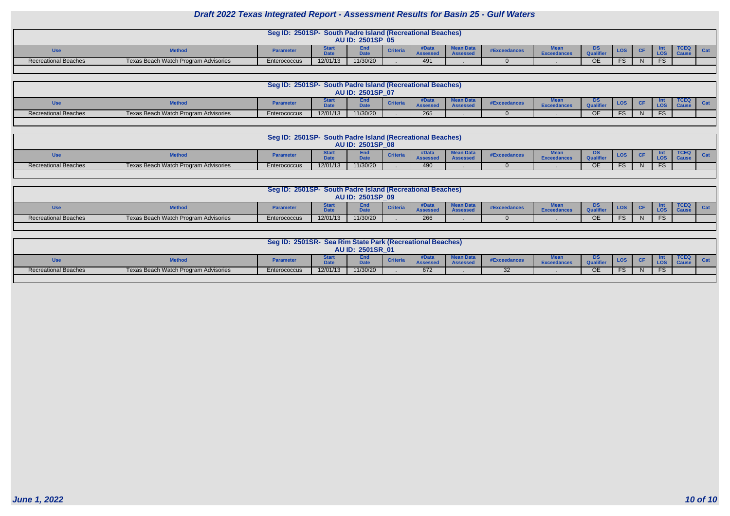# Draft 2022 Texas Integrated Report - Assessment Results for Basin 25 - Gulf Waters

### Seg ID: 2501SP- South Padre Island (Recreational Beaches)
**AU ID: 2501SP_05**

| Use | Method | Parameter | Start Date | End Date | Criteria | #Data Assessed | Mean Data Assessed | #Exceedances | Mean Exceedances | DS Qualifier | LOS | CF | Int LOS | TCEQ Cause | Cat |
|---|---|---|---|---|---|---|---|---|---|---|---|---|---|---|---|
| Recreational Beaches | Texas Beach Watch Program Advisories | Enterococcus | 12/01/13 | 11/30/20 | . | 491 | . | 0 | . | OE | FS | N | FS | | |

### Seg ID: 2501SP- South Padre Island (Recreational Beaches)
**AU ID: 2501SP_07**

| Use | Method | Parameter | Start Date | End Date | Criteria | #Data Assessed | Mean Data Assessed | #Exceedances | Mean Exceedances | DS Qualifier | LOS | CF | Int LOS | TCEQ Cause | Cat |
|---|---|---|---|---|---|---|---|---|---|---|---|---|---|---|---|
| Recreational Beaches | Texas Beach Watch Program Advisories | Enterococcus | 12/01/13 | 11/30/20 | . | 265 | . | 0 | . | OE | FS | N | FS | | |

### Seg ID: 2501SP- South Padre Island (Recreational Beaches)
**AU ID: 2501SP_08**

| Use | Method | Parameter | Start Date | End Date | Criteria | #Data Assessed | Mean Data Assessed | #Exceedances | Mean Exceedances | DS Qualifier | LOS | CF | Int LOS | TCEQ Cause | Cat |
|---|---|---|---|---|---|---|---|---|---|---|---|---|---|---|---|
| Recreational Beaches | Texas Beach Watch Program Advisories | Enterococcus | 12/01/13 | 11/30/20 | . | 490 | . | 0 | . | OE | FS | N | FS | | |

### Seg ID: 2501SP- South Padre Island (Recreational Beaches)
**AU ID: 2501SP_09**

| Use | Method | Parameter | Start Date | End Date | Criteria | #Data Assessed | Mean Data Assessed | #Exceedances | Mean Exceedances | DS Qualifier | LOS | CF | Int LOS | TCEQ Cause | Cat |
|---|---|---|---|---|---|---|---|---|---|---|---|---|---|---|---|
| Recreational Beaches | Texas Beach Watch Program Advisories | Enterococcus | 12/01/13 | 11/30/20 | . | 266 | . | 0 | . | OE | FS | N | FS | | |

### Seg ID: 2501SR- Sea Rim State Park (Recreational Beaches)
**AU ID: 2501SR_01**

| Use | Method | Parameter | Start Date | End Date | Criteria | #Data Assessed | Mean Data Assessed | #Exceedances | Mean Exceedances | DS Qualifier | LOS | CF | Int LOS | TCEQ Cause | Cat |
|---|---|---|---|---|---|---|---|---|---|---|---|---|---|---|---|
| Recreational Beaches | Texas Beach Watch Program Advisories | Enterococcus | 12/01/13 | 11/30/20 | . | 672 | . | 32 | . | OE | FS | N | FS | | |

*June 1, 2022*